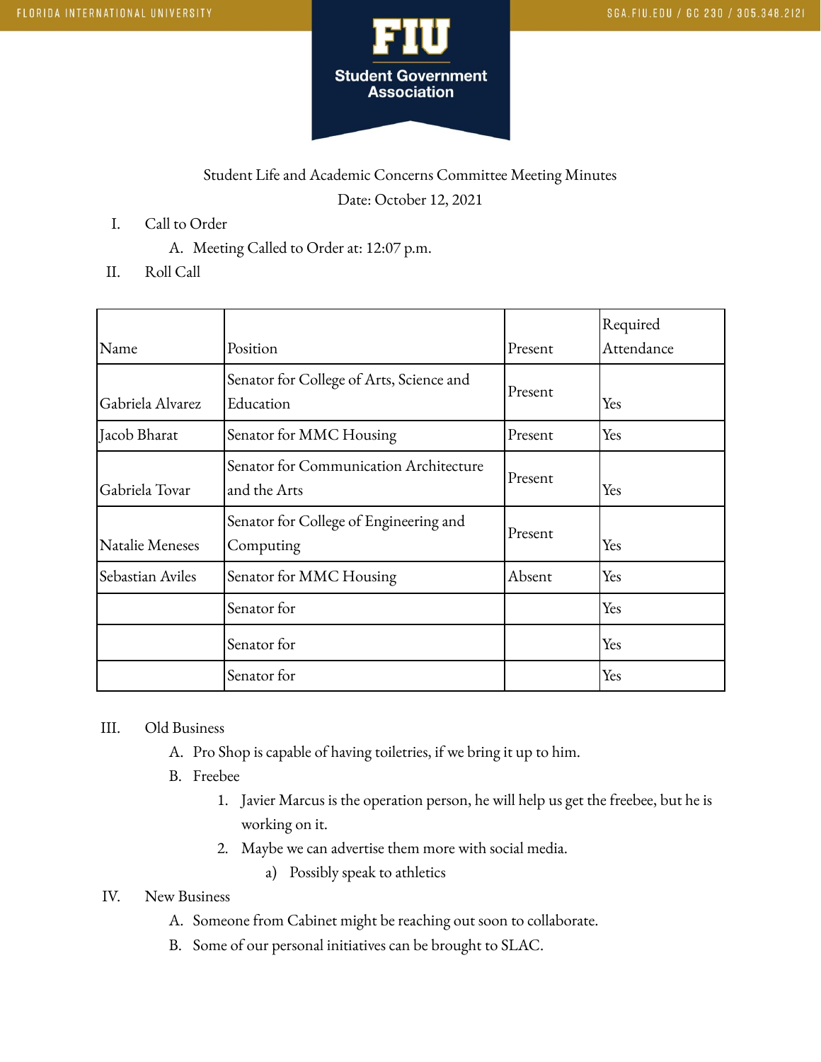Student Life and Academic Concerns Committee Meeting Minutes

Date: October 12, 2021

I. Call to Order
   A. Meeting Called to Order at: 12:07 p.m.

II. Roll Call

| Name | Position | Present | Required Attendance |
|---|---|---|---|
| Gabriela Alvarez | Senator for College of Arts, Science and Education | Present | Yes |
| Jacob Bharat | Senator for MMC Housing | Present | Yes |
| Gabriela Tovar | Senator for Communication Architecture and the Arts | Present | Yes |
| Natalie Meneses | Senator for College of Engineering and Computing | Present | Yes |
| Sebastian Aviles | Senator for MMC Housing | Absent | Yes |
| | Senator for | | Yes |
| | Senator for | | Yes |
| | Senator for | | Yes |

III. Old Business
   A. Pro Shop is capable of having toiletries, if we bring it up to him.
   B. Freebee
      1. Javier Marcus is the operation person, he will help us get the freebee, but he is working on it.
      2. Maybe we can advertise them more with social media.
         a) Possibly speak to athletics

IV. New Business
   A. Someone from Cabinet might be reaching out soon to collaborate.
   B. Some of our personal initiatives can be brought to SLAC.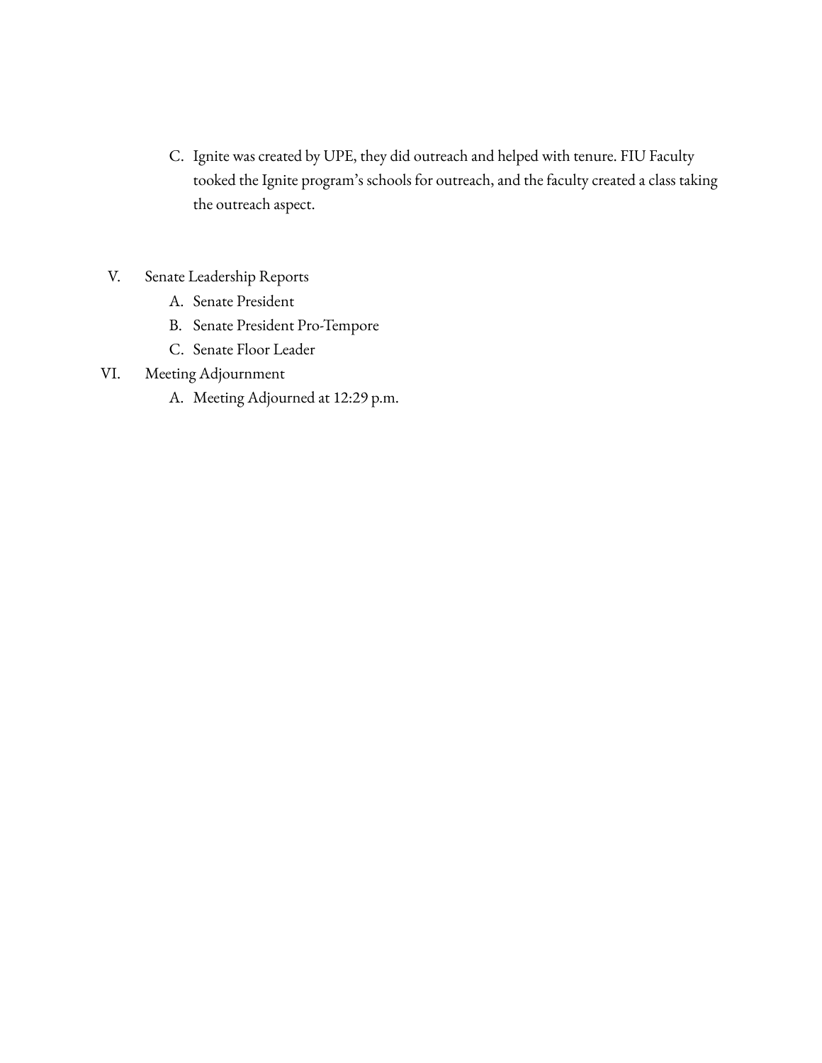C. Ignite was created by UPE, they did outreach and helped with tenure. FIU Faculty tooked the Ignite program's schools for outreach, and the faculty created a class taking the outreach aspect.

V. Senate Leadership Reports
   A. Senate President
   B. Senate President Pro-Tempore
   C. Senate Floor Leader

VI. Meeting Adjournment
   A. Meeting Adjourned at 12:29 p.m.